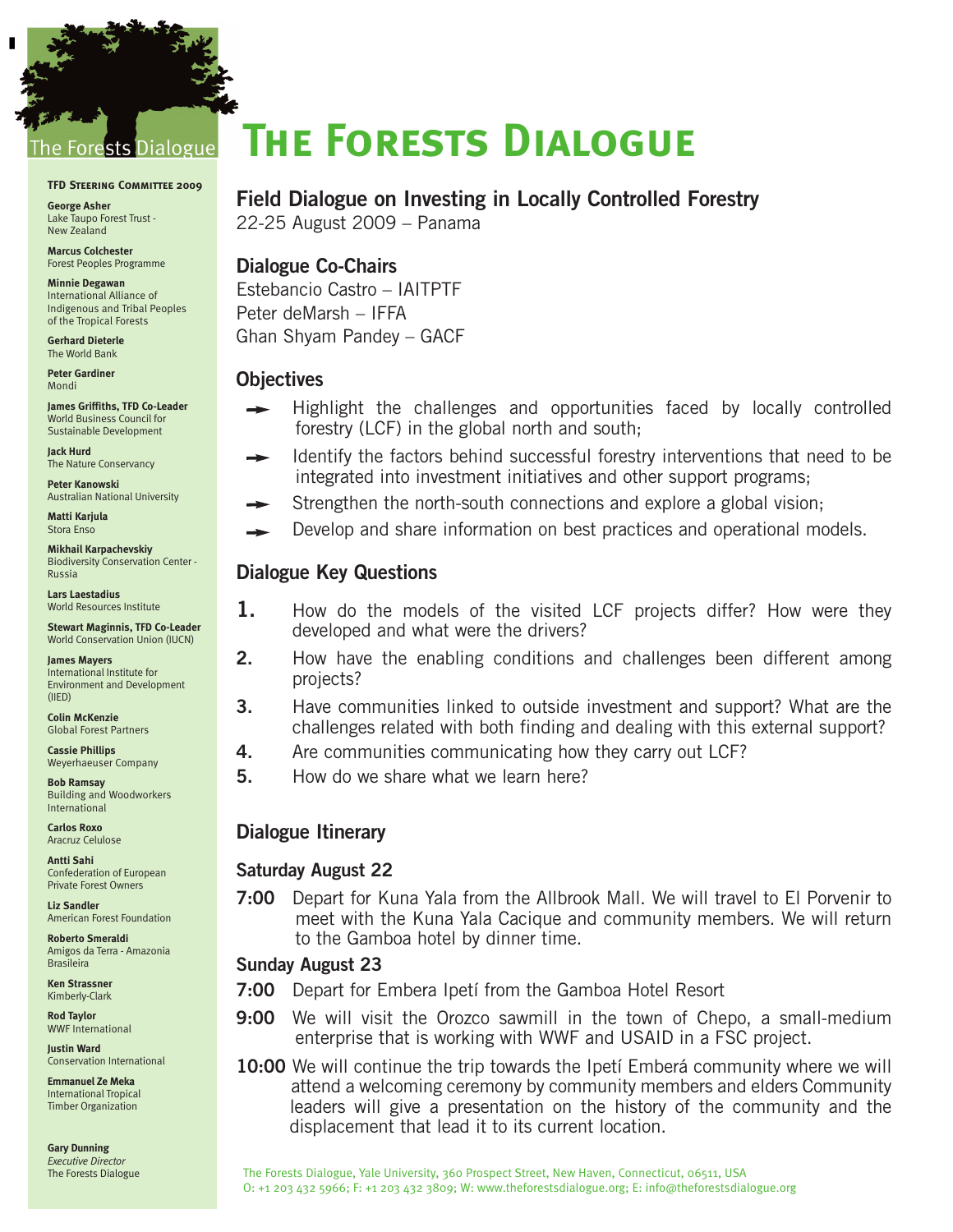# The Forests Dialogue

The Forests Dialogue

**TFD Steering Committee 2009**

**George Asher**
Lake Taupo Forest Trust - New Zealand

**Marcus Colchester**
Forest Peoples Programme

**Minnie Degawan**
International Alliance of Indigenous and Tribal Peoples of the Tropical Forests

**Gerhard Dieterle**
The World Bank

**Peter Gardiner**
Mondi

**James Griffiths, TFD Co-Leader**
World Business Council for Sustainable Development

**Jack Hurd**
The Nature Conservancy

**Peter Kanowski**
Australian National University

**Matti Karjula**
Stora Enso

**Mikhail Karpachevskiy**
Biodiversity Conservation Center - Russia

**Lars Laestadius**
World Resources Institute

**Stewart Maginnis, TFD Co-Leader**
World Conservation Union (IUCN)

**James Mayers**
International Institute for Environment and Development (IIED)

**Colin McKenzie**
Global Forest Partners

**Cassie Phillips**
Weyerhaeuser Company

**Bob Ramsay**
Building and Woodworkers International

**Carlos Roxo**
Aracruz Celulose

**Antti Sahi**
Confederation of European Private Forest Owners

**Liz Sandler**
American Forest Foundation

**Roberto Smeraldi**
Amigos da Terra - Amazonia Brasileira

**Ken Strassner**
Kimberly-Clark

**Rod Taylor**
WWF International

**Justin Ward**
Conservation International

**Emmanuel Ze Meka**
International Tropical Timber Organization

**Gary Dunning**
*Executive Director*
The Forests Dialogue

## Field Dialogue on Investing in Locally Controlled Forestry

22-25 August 2009 – Panama

### Dialogue Co-Chairs

Estebancio Castro – IAITPTF
Peter deMarsh – IFFA
Ghan Shyam Pandey – GACF

### Objectives

- Highlight the challenges and opportunities faced by locally controlled forestry (LCF) in the global north and south;
- Identify the factors behind successful forestry interventions that need to be integrated into investment initiatives and other support programs;
- Strengthen the north-south connections and explore a global vision;
- Develop and share information on best practices and operational models.

### Dialogue Key Questions

1. How do the models of the visited LCF projects differ? How were they developed and what were the drivers?
2. How have the enabling conditions and challenges been different among projects?
3. Have communities linked to outside investment and support? What are the challenges related with both finding and dealing with this external support?
4. Are communities communicating how they carry out LCF?
5. How do we share what we learn here?

### Dialogue Itinerary

#### Saturday August 22

**7:00** Depart for Kuna Yala from the Allbrook Mall. We will travel to El Porvenir to meet with the Kuna Yala Cacique and community members. We will return to the Gamboa hotel by dinner time.

#### Sunday August 23

**7:00** Depart for Embera Ipetí from the Gamboa Hotel Resort

**9:00** We will visit the Orozco sawmill in the town of Chepo, a small-medium enterprise that is working with WWF and USAID in a FSC project.

**10:00** We will continue the trip towards the Ipetí Emberá community where we will attend a welcoming ceremony by community members and elders Community leaders will give a presentation on the history of the community and the displacement that lead it to its current location.

The Forests Dialogue, Yale University, 360 Prospect Street, New Haven, Connecticut, 06511, USA
O: +1 203 432 5966; F: +1 203 432 3809; W: www.theforestsdialogue.org; E: info@theforestsdialogue.org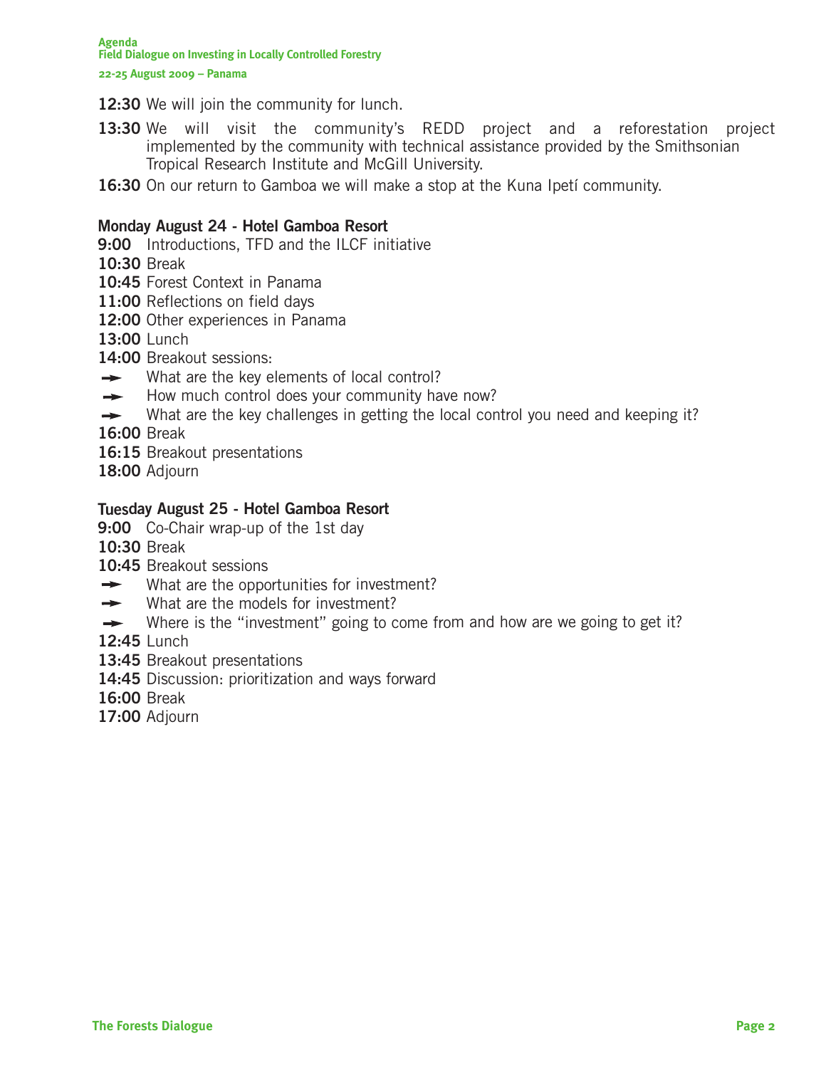**12:30** We will join the community for lunch.

**13:30** We will visit the community's REDD project and a reforestation project implemented by the community with technical assistance provided by the Smithsonian Tropical Research Institute and McGill University.

**16:30** On our return to Gamboa we will make a stop at the Kuna Ipetí community.

### Monday August 24 - Hotel Gamboa Resort

**9:00** Introductions, TFD and the ILCF initiative
**10:30** Break
**10:45** Forest Context in Panama
**11:00** Reflections on field days
**12:00** Other experiences in Panama
**13:00** Lunch
**14:00** Breakout sessions:

- What are the key elements of local control?
- How much control does your community have now?
- What are the key challenges in getting the local control you need and keeping it?

**16:00** Break
**16:15** Breakout presentations
**18:00** Adjourn

### Tuesday August 25 - Hotel Gamboa Resort

**9:00** Co-Chair wrap-up of the 1st day
**10:30** Break
**10:45** Breakout sessions

- What are the opportunities for investment?
- What are the models for investment?
- Where is the "investment" going to come from and how are we going to get it?

**12:45** Lunch
**13:45** Breakout presentations
**14:45** Discussion: prioritization and ways forward
**16:00** Break
**17:00** Adjourn